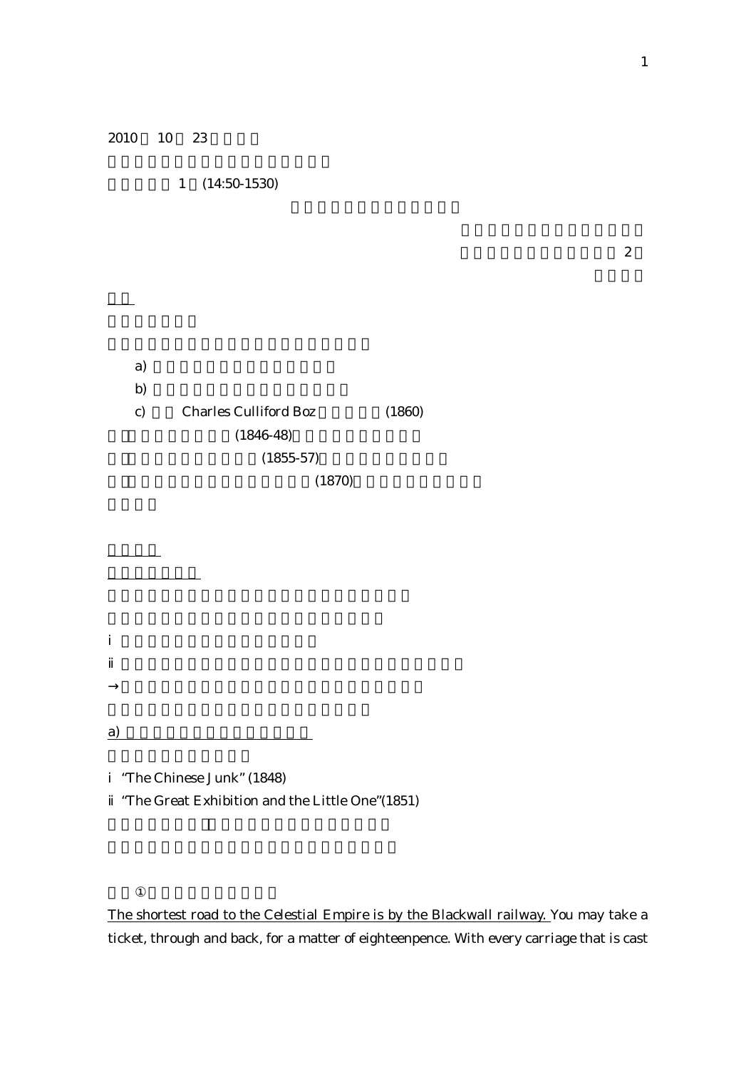2010　10　23

1　(14:50-1530)

2

a)

b)

c)　Charles Culliford Boz　(1860)

(1846-48)

(1855-57)

(1870)

i

ii

→

a)

i　"The Chinese Junk" (1848)

ii　"The Great Exhibition and the Little One"(1851)

①

<u>The shortest road to the Celestial Empire is by the Blackwall railway.</u> You may take a ticket, through and back, for a matter of eighteenpence. With every carriage that is cast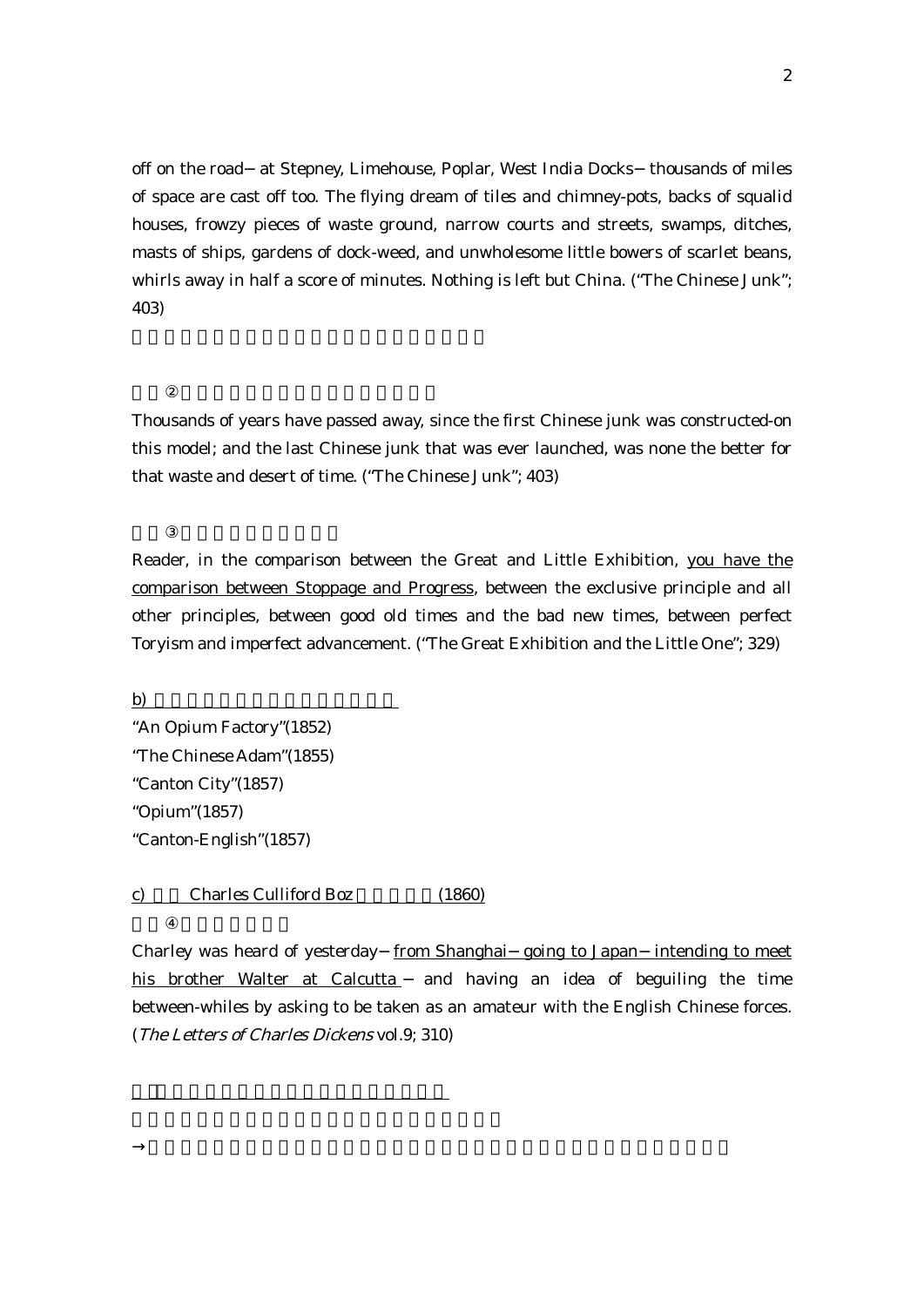off on the road – at Stepney, Limehouse, Poplar, West India Docks – thousands of miles of space are cast off too. The flying dream of tiles and chimney-pots, backs of squalid houses, frowzy pieces of waste ground, narrow courts and streets, swamps, ditches, masts of ships, gardens of dock-weed, and unwholesome little bowers of scarlet beans, whirls away in half a score of minutes. Nothing is left but China. ("The Chinese Junk"; 403)

②

Thousands of years have passed away, since the first Chinese junk was constructed-on this model; and the last Chinese junk that was ever launched, was none the better for that waste and desert of time. ("The Chinese Junk"; 403)

③

Reader, in the comparison between the Great and Little Exhibition, you have the comparison between Stoppage and Progress, between the exclusive principle and all other principles, between good old times and the bad new times, between perfect Toryism and imperfect advancement. ("The Great Exhibition and the Little One"; 329)

b)

"An Opium Factory"(1852)
"The Chinese Adam"(1855)
"Canton City"(1857)
"Opium"(1857)
"Canton-English"(1857)

c) Charles Culliford Boz (1860)

④

Charley was heard of yesterday – from Shanghai – going to Japan – intending to meet his brother Walter at Calcutta – and having an idea of beguiling the time between-whiles by asking to be taken as an amateur with the English Chinese forces. (*The Letters of Charles Dickens* vol.9; 310)

→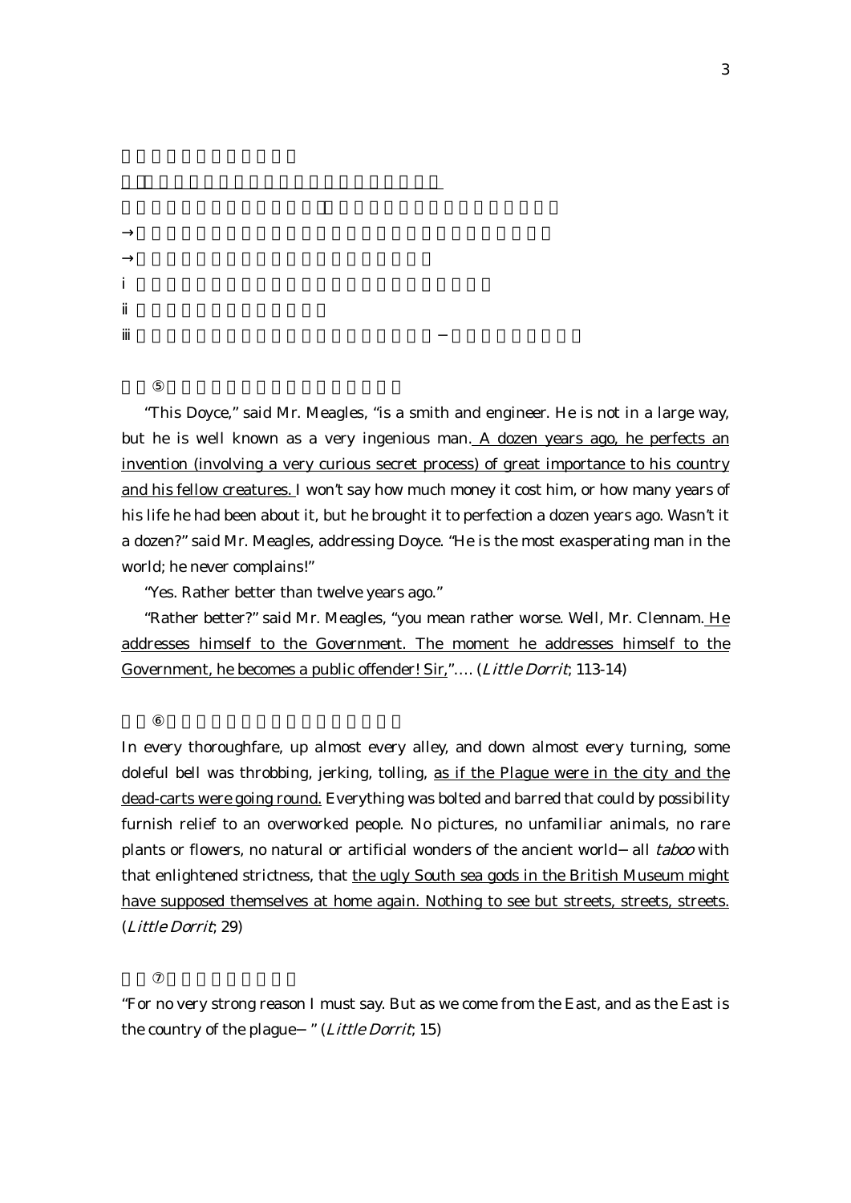→

→

i

ii

iii

⑤

"This Doyce," said Mr. Meagles, "is a smith and engineer. He is not in a large way, but he is well known as a very ingenious man. A dozen years ago, he perfects an invention (involving a very curious secret process) of great importance to his country and his fellow creatures. I won't say how much money it cost him, or how many years of his life he had been about it, but he brought it to perfection a dozen years ago. Wasn't it a dozen?" said Mr. Meagles, addressing Doyce. "He is the most exasperating man in the world; he never complains!"

"Yes. Rather better than twelve years ago."

"Rather better?" said Mr. Meagles, "you mean rather worse. Well, Mr. Clennam. He addresses himself to the Government. The moment he addresses himself to the Government, he becomes a public offender! Sir,"…. (*Little Dorrit*; 113-14)

⑥

In every thoroughfare, up almost every alley, and down almost every turning, some doleful bell was throbbing, jerking, tolling, as if the Plague were in the city and the dead-carts were going round. Everything was bolted and barred that could by possibility furnish relief to an overworked people. No pictures, no unfamiliar animals, no rare plants or flowers, no natural or artificial wonders of the ancient world—all *taboo* with that enlightened strictness, that the ugly South sea gods in the British Museum might have supposed themselves at home again. Nothing to see but streets, streets, streets. (*Little Dorrit*; 29)

⑦

"For no very strong reason I must say. But as we come from the East, and as the East is the country of the plague—" (*Little Dorrit*; 15)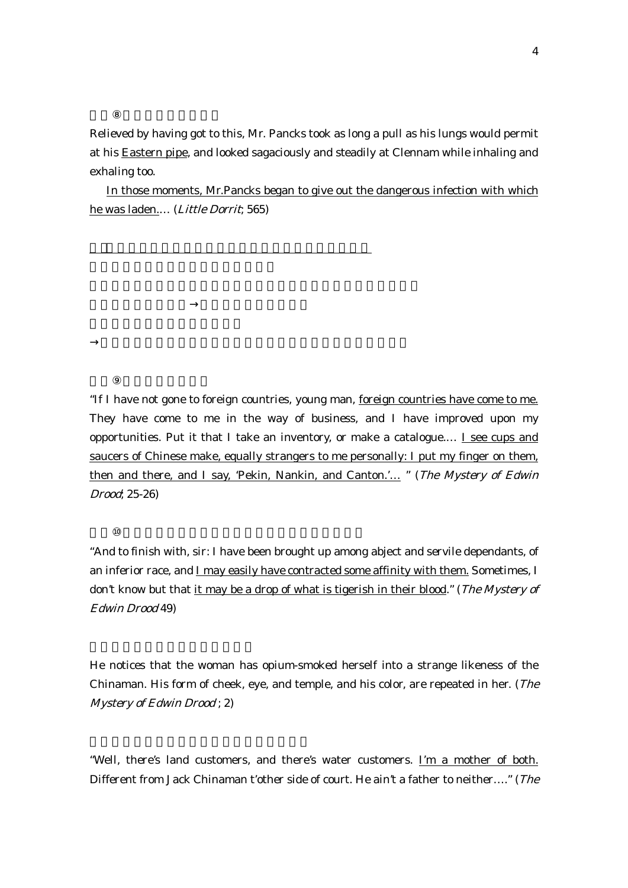⑧

Relieved by having got to this, Mr. Pancks took as long a pull as his lungs would permit at his <u>Eastern pipe</u>, and looked sagaciously and steadily at Clennam while inhaling and exhaling too.

<u>In those moments, Mr.Pancks began to give out the dangerous infection with which he was laden.</u>… (*Little Dorrit*; 565)

→

→

⑨

"If I have not gone to foreign countries, young man, <u>foreign countries have come to me.</u> They have come to me in the way of business, and I have improved upon my opportunities. Put it that I take an inventory, or make a catalogue…. <u>I see cups and saucers of Chinese make, equally strangers to me personally: I put my finger on them, then and there, and I say, 'Pekin, Nankin, and Canton.'…</u> " (*The Mystery of Edwin Drood*; 25-26)

⑩

"And to finish with, sir: I have been brought up among abject and servile dependants, of an inferior race, and <u>I may easily have contracted some affinity with them.</u> Sometimes, I don't know but that <u>it may be a drop of what is tigerish in their blood</u>." (*The Mystery of Edwin Drood* 49)

He notices that the woman has opium-smoked herself into a strange likeness of the Chinaman. His form of cheek, eye, and temple, and his color, are repeated in her. (*The Mystery of Edwin Drood* ; 2)

"Well, there's land customers, and there's water customers. <u>I'm a mother of both.</u> Different from Jack Chinaman t'other side of court. He ain't a father to neither…." (*The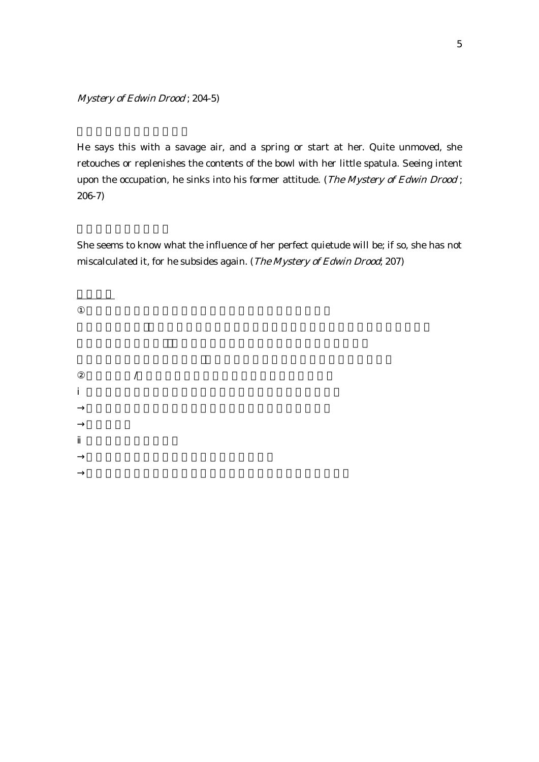*Mystery of Edwin Drood*; 204-5)

He says this with a savage air, and a spring or start at her. Quite unmoved, she retouches or replenishes the contents of the bowl with her little spatula. Seeing intent upon the occupation, he sinks into his former attitude. (*The Mystery of Edwin Drood*; 206-7)

She seems to know what the influence of her perfect quietude will be; if so, she has not miscalculated it, for he subsides again. (*The Mystery of Edwin Drood*; 207)

①

②　　　/

i

→

→

ii

→

→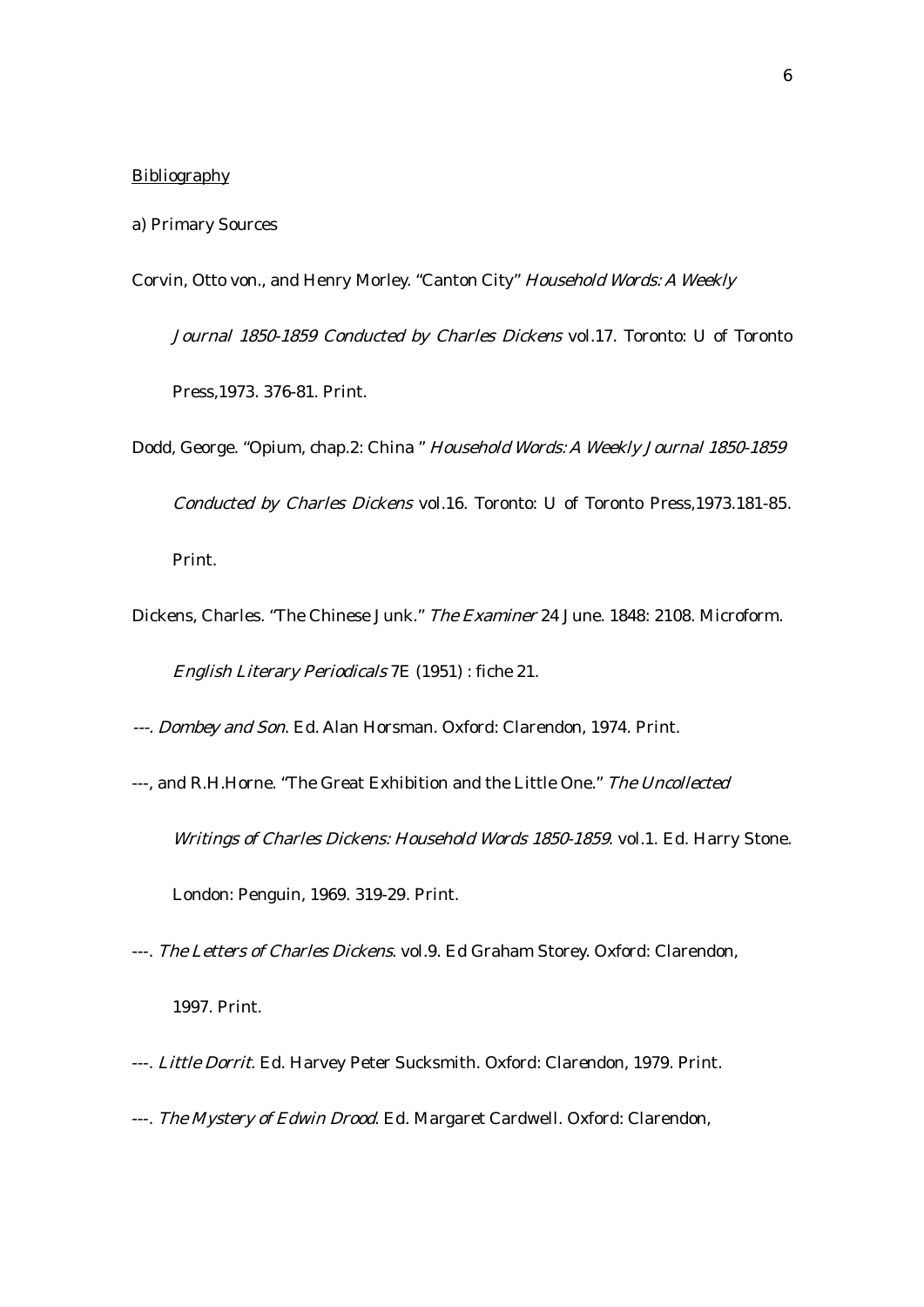<u>Bibliography</u>

a) Primary Sources

Corvin, Otto von., and Henry Morley. "Canton City" *Household Words: A Weekly Journal 1850-1859 Conducted by Charles Dickens* vol.17. Toronto: U of Toronto Press,1973. 376-81. Print.

Dodd, George. "Opium, chap.2: China " *Household Words: A Weekly Journal 1850-1859 Conducted by Charles Dickens* vol.16. Toronto: U of Toronto Press,1973.181-85. Print.

Dickens, Charles. "The Chinese Junk." *The Examiner* 24 June. 1848: 2108. Microform. *English Literary Periodicals* 7E (1951) : fiche 21.

---. *Dombey and Son*. Ed. Alan Horsman. Oxford: Clarendon, 1974. Print.

---, and R.H.Horne. "The Great Exhibition and the Little One." *The Uncollected Writings of Charles Dickens: Household Words 1850-1859*. vol.1. Ed. Harry Stone. London: Penguin, 1969. 319-29. Print.

---. *The Letters of Charles Dickens*. vol.9. Ed Graham Storey. Oxford: Clarendon, 1997. Print.

---. *Little Dorrit*. Ed. Harvey Peter Sucksmith. Oxford: Clarendon, 1979. Print.

---. *The Mystery of Edwin Drood*. Ed. Margaret Cardwell. Oxford: Clarendon,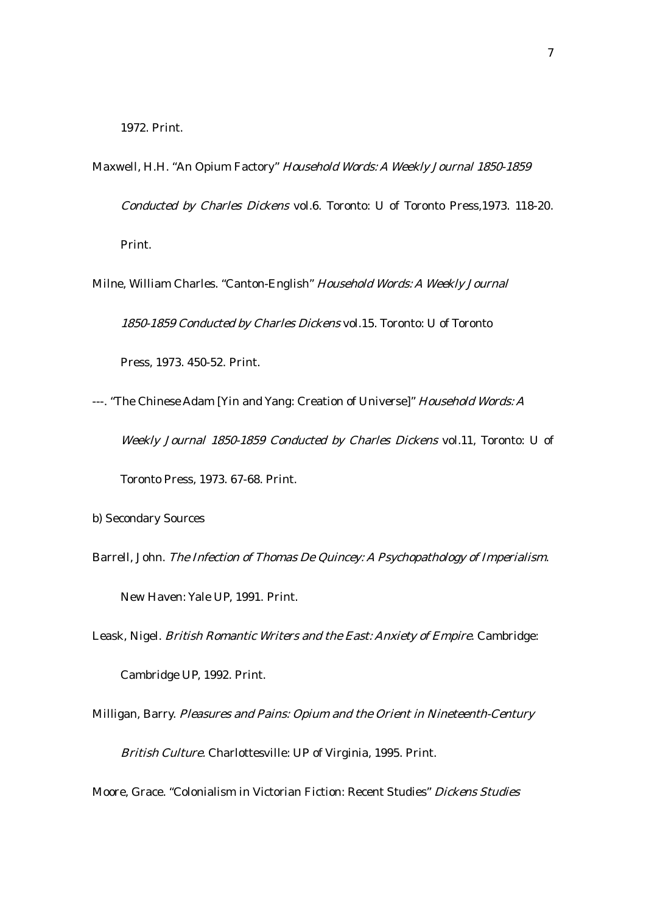1972. Print.

Maxwell, H.H. "An Opium Factory" *Household Words: A Weekly Journal 1850-1859 Conducted by Charles Dickens* vol.6. Toronto: U of Toronto Press,1973. 118-20. Print.

Milne, William Charles. "Canton-English" *Household Words: A Weekly Journal 1850-1859 Conducted by Charles Dickens* vol.15. Toronto: U of Toronto Press, 1973. 450-52. Print.

---. "The Chinese Adam [Yin and Yang: Creation of Universe]" *Household Words: A Weekly Journal 1850-1859 Conducted by Charles Dickens* vol.11, Toronto: U of Toronto Press, 1973. 67-68. Print.

b) Secondary Sources

Barrell, John. *The Infection of Thomas De Quincey: A Psychopathology of Imperialism*. New Haven: Yale UP, 1991. Print.

Leask, Nigel. *British Romantic Writers and the East: Anxiety of Empire*. Cambridge: Cambridge UP, 1992. Print.

Milligan, Barry. *Pleasures and Pains: Opium and the Orient in Nineteenth-Century British Culture*. Charlottesville: UP of Virginia, 1995. Print.

Moore, Grace. "Colonialism in Victorian Fiction: Recent Studies" *Dickens Studies*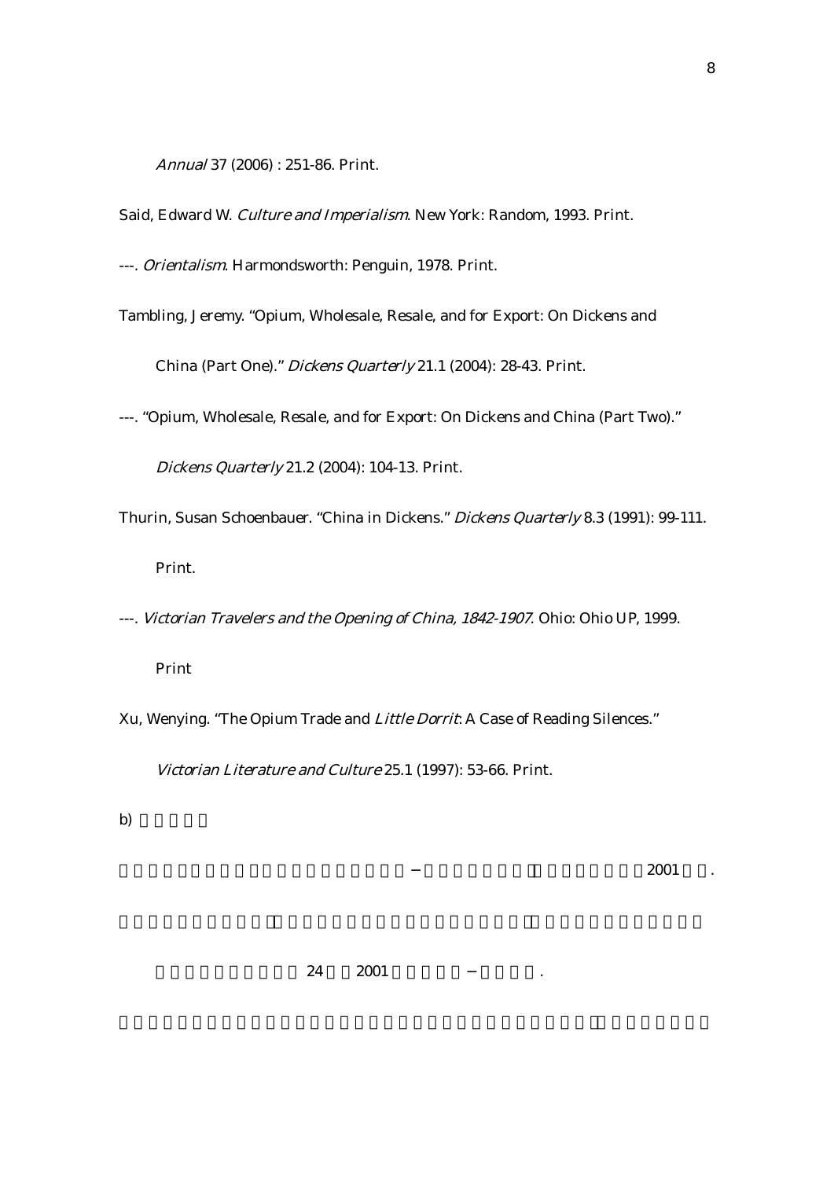*Annual* 37 (2006) : 251-86. Print.

Said, Edward W. *Culture and Imperialism*. New York: Random, 1993. Print.

---. *Orientalism*. Harmondsworth: Penguin, 1978. Print.

Tambling, Jeremy. "Opium, Wholesale, Resale, and for Export: On Dickens and China (Part One)." *Dickens Quarterly* 21.1 (2004): 28-43. Print.

---. "Opium, Wholesale, Resale, and for Export: On Dickens and China (Part Two)." *Dickens Quarterly* 21.2 (2004): 104-13. Print.

Thurin, Susan Schoenbauer. "China in Dickens." *Dickens Quarterly* 8.3 (1991): 99-111. Print.

---. *Victorian Travelers and the Opening of China, 1842-1907*. Ohio: Ohio UP, 1999. Print

Xu, Wenying. "The Opium Trade and *Little Dorrit*: A Case of Reading Silences." *Victorian Literature and Culture* 25.1 (1997): 53-66. Print.

b)

– 2001 .

24 2001 – .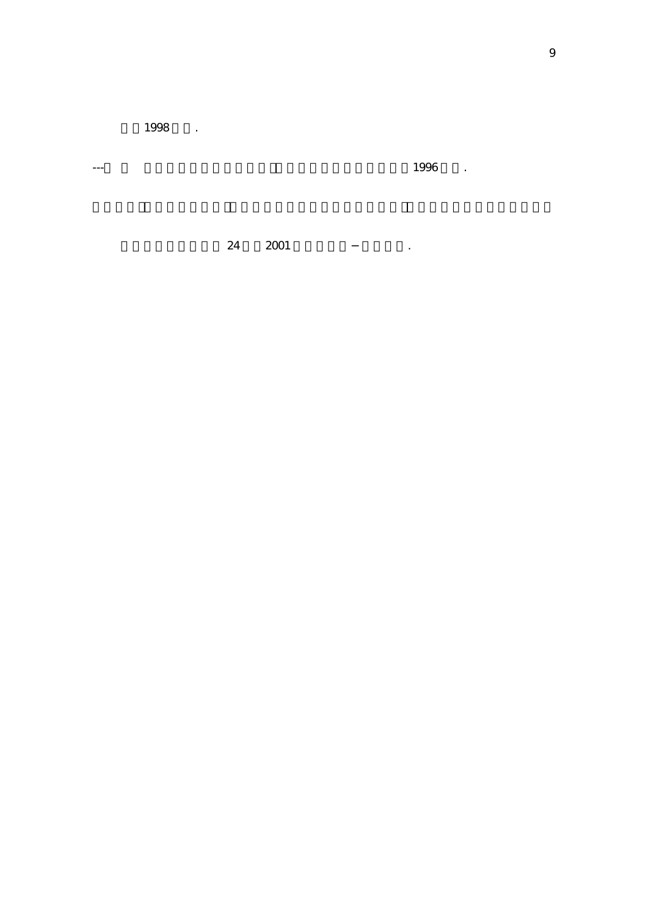1998 .

--- 1996 .

24 2001 − .